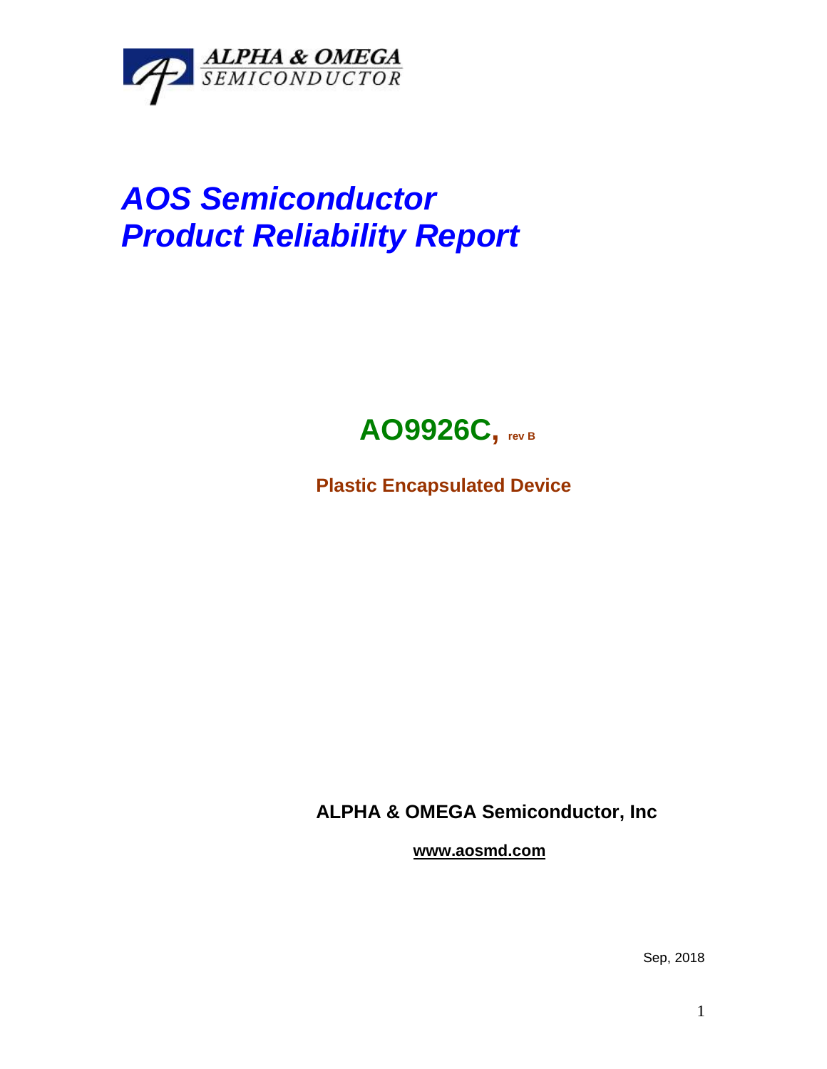ALPHA & OMEGA SEMICONDUCTOR

# *AOS Semiconductor*
# *Product Reliability Report*

## AO9926C, rev B

**Plastic Encapsulated Device**

**ALPHA & OMEGA Semiconductor, Inc**

**www.aosmd.com**

Sep, 2018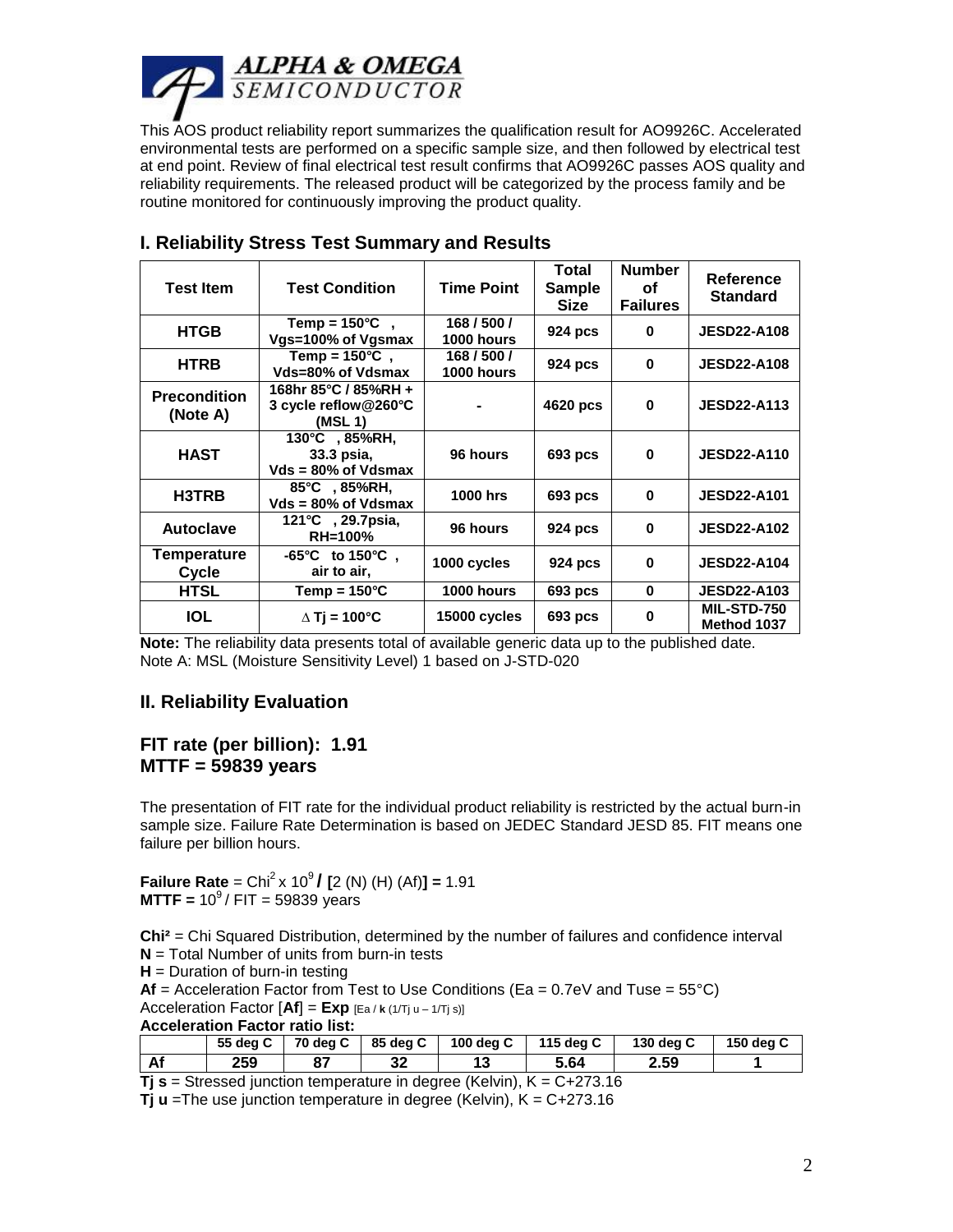This AOS product reliability report summarizes the qualification result for AO9926C. Accelerated environmental tests are performed on a specific sample size, and then followed by electrical test at end point. Review of final electrical test result confirms that AO9926C passes AOS quality and reliability requirements. The released product will be categorized by the process family and be routine monitored for continuously improving the product quality.

## I. Reliability Stress Test Summary and Results

| Test Item | Test Condition | Time Point | Total Sample Size | Number of Failures | Reference Standard |
|---|---|---|---|---|---|
| HTGB | Temp = 150°C , Vgs=100% of Vgsmax | 168 / 500 / 1000 hours | 924 pcs | 0 | JESD22-A108 |
| HTRB | Temp = 150°C , Vds=80% of Vdsmax | 168 / 500 / 1000 hours | 924 pcs | 0 | JESD22-A108 |
| Precondition (Note A) | 168hr 85°C / 85%RH + 3 cycle reflow@260°C (MSL 1) | - | 4620 pcs | 0 | JESD22-A113 |
| HAST | 130°C , 85%RH, 33.3 psia, Vds = 80% of Vdsmax | 96 hours | 693 pcs | 0 | JESD22-A110 |
| H3TRB | 85°C , 85%RH, Vds = 80% of Vdsmax | 1000 hrs | 693 pcs | 0 | JESD22-A101 |
| Autoclave | 121°C , 29.7psia, RH=100% | 96 hours | 924 pcs | 0 | JESD22-A102 |
| Temperature Cycle | -65°C to 150°C , air to air, | 1000 cycles | 924 pcs | 0 | JESD22-A104 |
| HTSL | Temp = 150°C | 1000 hours | 693 pcs | 0 | JESD22-A103 |
| IOL | $\Delta$ Tj = 100°C | 15000 cycles | 693 pcs | 0 | MIL-STD-750 Method 1037 |

**Note:** The reliability data presents total of available generic data up to the published date.
Note A: MSL (Moisture Sensitivity Level) 1 based on J-STD-020

## II. Reliability Evaluation

### FIT rate (per billion): 1.91
### MTTF = 59839 years

The presentation of FIT rate for the individual product reliability is restricted by the actual burn-in sample size. Failure Rate Determination is based on JEDEC Standard JESD 85. FIT means one failure per billion hours.

**Failure Rate** = $Chi^2 \times 10^9$ **/ [**2 (N) (H) (Af)**] =** 1.91
**MTTF =** $10^9$ / FIT = 59839 years

**Chi²** = Chi Squared Distribution, determined by the number of failures and confidence interval
**N** = Total Number of units from burn-in tests
**H** = Duration of burn-in testing
**Af** = Acceleration Factor from Test to Use Conditions (Ea = 0.7eV and Tuse = 55°C)
Acceleration Factor [**Af**] = **Exp** [Ea / **k** (1/Tj u – 1/Tj s)]

**Acceleration Factor ratio list:**

| | 55 deg C | 70 deg C | 85 deg C | 100 deg C | 115 deg C | 130 deg C | 150 deg C |
|---|---|---|---|---|---|---|---|
| Af | 259 | 87 | 32 | 13 | 5.64 | 2.59 | 1 |

**Tj s** = Stressed junction temperature in degree (Kelvin), K = C+273.16
**Tj u** =The use junction temperature in degree (Kelvin), K = C+273.16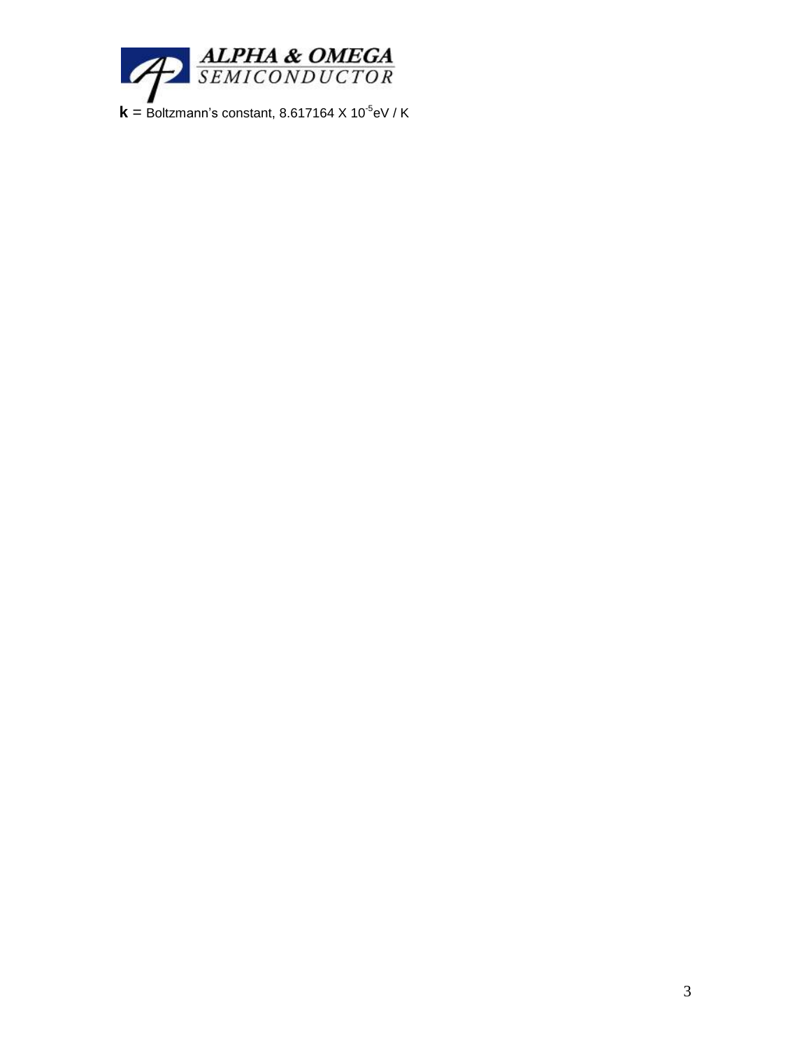**k** = Boltzmann's constant, $8.617164 \times 10^{-5}$ eV / K